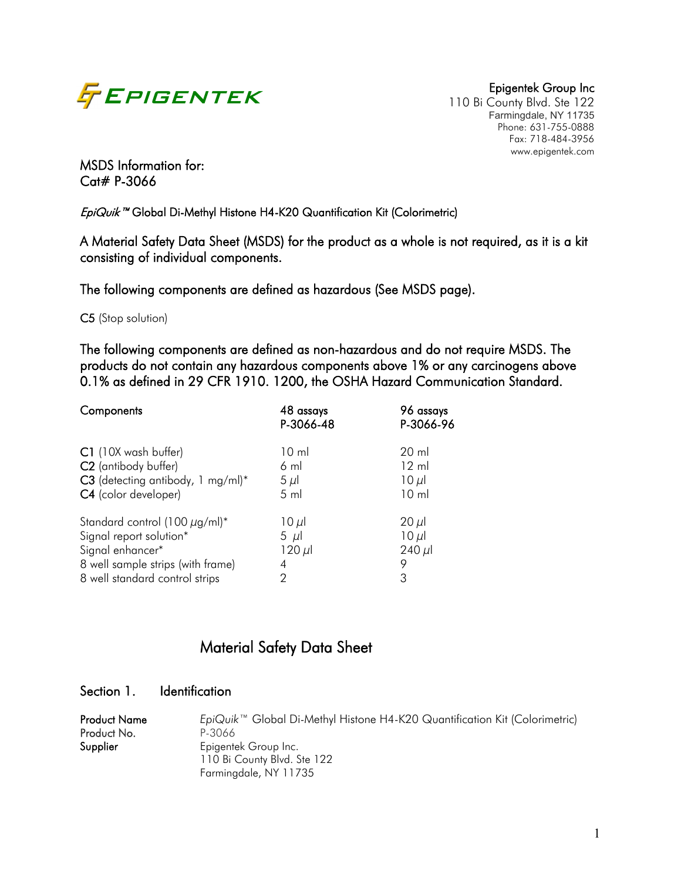**EPIGENTEK**

Epigentek Group Inc
110 Bi County Blvd. Ste 122
Farmingdale, NY 11735
Phone: 631-755-0888
Fax: 718-484-3956
www.epigentek.com

MSDS Information for:
Cat# P-3066

*EpiQuik™* Global Di-Methyl Histone H4-K20 Quantification Kit (Colorimetric)

A Material Safety Data Sheet (MSDS) for the product as a whole is not required, as it is a kit consisting of individual components.

The following components are defined as hazardous (See MSDS page).

**C5** (Stop solution)

The following components are defined as non-hazardous and do not require MSDS. The products do not contain any hazardous components above 1% or any carcinogens above 0.1% as defined in 29 CFR 1910. 1200, the OSHA Hazard Communication Standard.

| Components | 48 assays P-3066-48 | 96 assays P-3066-96 |
|---|---|---|
| **C1** (10X wash buffer) | 10 ml | 20 ml |
| **C2** (antibody buffer) | 6 ml | 12 ml |
| **C3** (detecting antibody, 1 mg/ml)* | 5 µl | 10 µl |
| **C4** (color developer) | 5 ml | 10 ml |
| Standard control (100 µg/ml)* | 10 µl | 20 µl |
| Signal report solution* | 5 µl | 10 µl |
| Signal enhancer* | 120 µl | 240 µl |
| 8 well sample strips (with frame) | 4 | 9 |
| 8 well standard control strips | 2 | 3 |

# Material Safety Data Sheet

## Section 1. Identification

**Product Name** *EpiQuik™* Global Di-Methyl Histone H4-K20 Quantification Kit (Colorimetric)
**Product No.** P-3066
**Supplier** Epigentek Group Inc.
110 Bi County Blvd. Ste 122
Farmingdale, NY 11735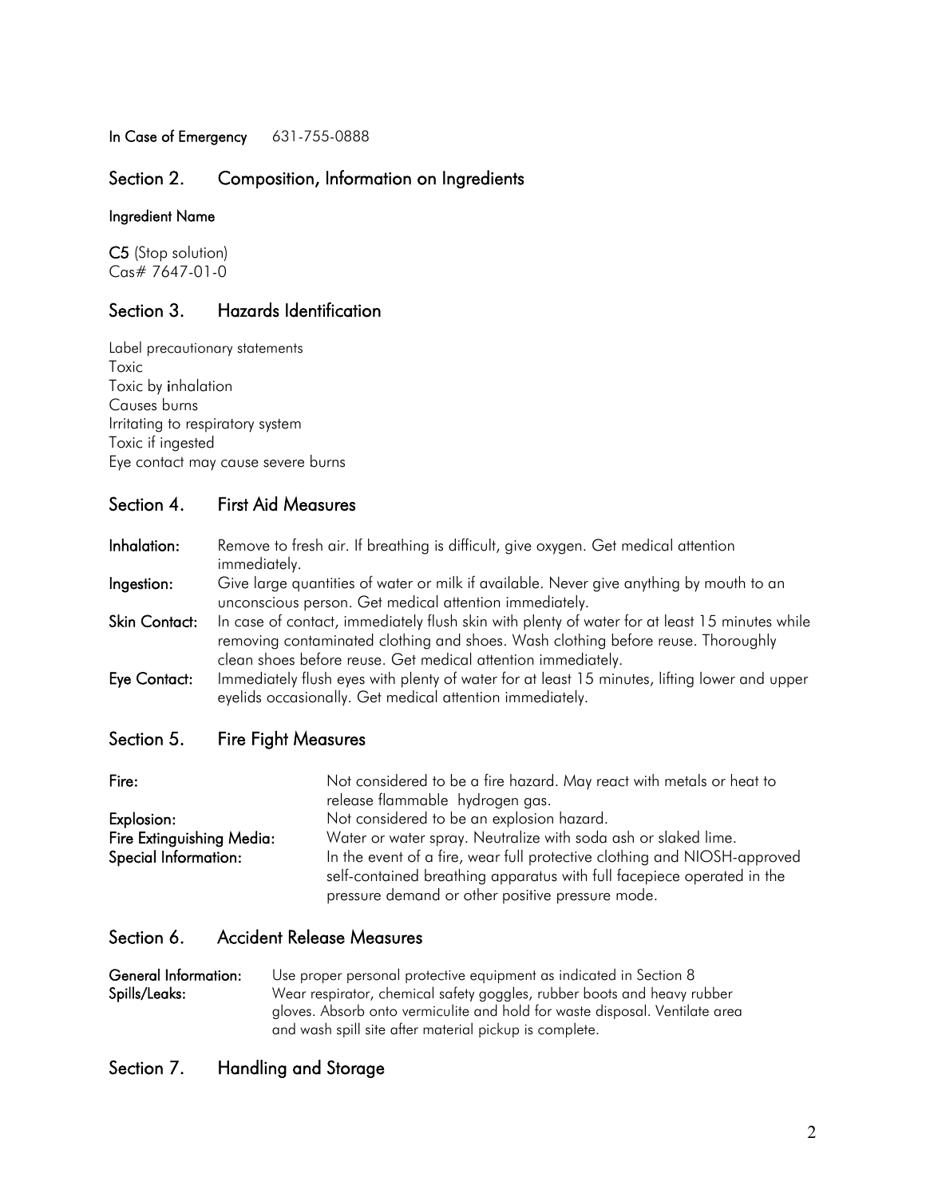**In Case of Emergency** 631-755-0888

## Section 2. Composition, Information on Ingredients

**Ingredient Name**

**C5** (Stop solution)
Cas# 7647-01-0

## Section 3. Hazards Identification

Label precautionary statements
Toxic
Toxic by inhalation
Causes burns
Irritating to respiratory system
Toxic if ingested
Eye contact may cause severe burns

## Section 4. First Aid Measures

**Inhalation:** Remove to fresh air. If breathing is difficult, give oxygen. Get medical attention immediately.

**Ingestion:** Give large quantities of water or milk if available. Never give anything by mouth to an unconscious person. Get medical attention immediately.

**Skin Contact:** In case of contact, immediately flush skin with plenty of water for at least 15 minutes while removing contaminated clothing and shoes. Wash clothing before reuse. Thoroughly clean shoes before reuse. Get medical attention immediately.

**Eye Contact:** Immediately flush eyes with plenty of water for at least 15 minutes, lifting lower and upper eyelids occasionally. Get medical attention immediately.

## Section 5. Fire Fight Measures

**Fire:** Not considered to be a fire hazard. May react with metals or heat to release flammable hydrogen gas.

**Explosion:** Not considered to be an explosion hazard.

**Fire Extinguishing Media:** Water or water spray. Neutralize with soda ash or slaked lime.

**Special Information:** In the event of a fire, wear full protective clothing and NIOSH-approved self-contained breathing apparatus with full facepiece operated in the pressure demand or other positive pressure mode.

## Section 6. Accident Release Measures

**General Information:** Use proper personal protective equipment as indicated in Section 8

**Spills/Leaks:** Wear respirator, chemical safety goggles, rubber boots and heavy rubber gloves. Absorb onto vermiculite and hold for waste disposal. Ventilate area and wash spill site after material pickup is complete.

## Section 7. Handling and Storage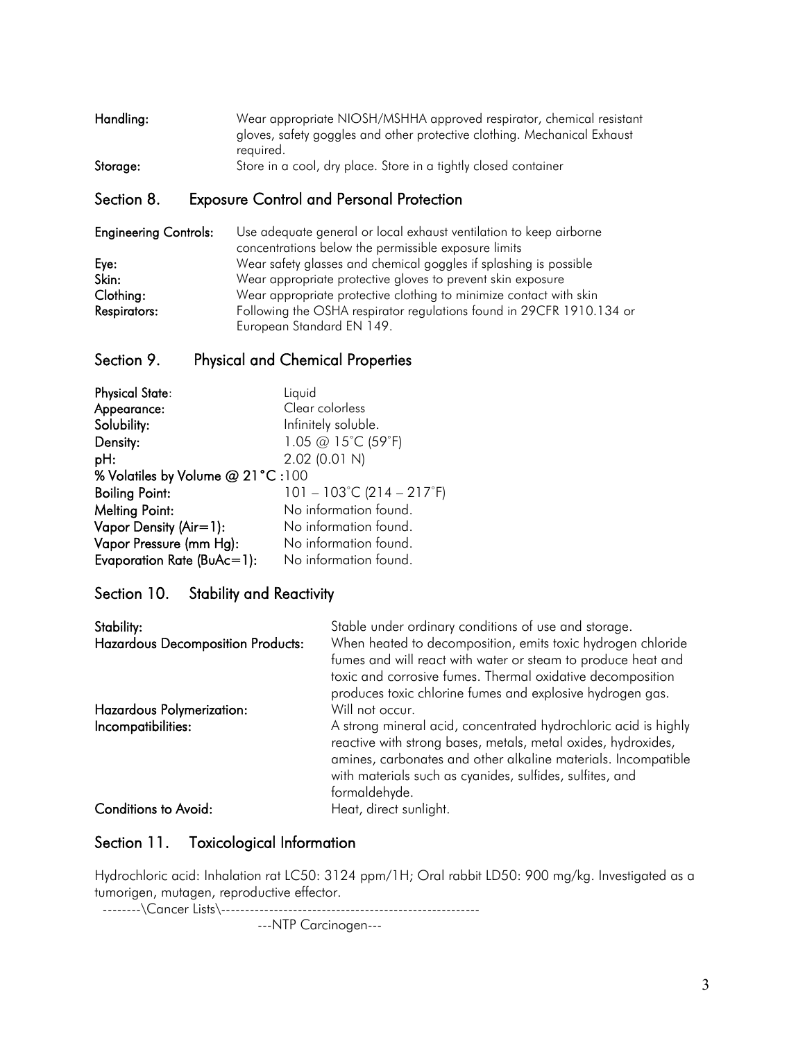**Handling:** Wear appropriate NIOSH/MSHHA approved respirator, chemical resistant gloves, safety goggles and other protective clothing. Mechanical Exhaust required.

**Storage:** Store in a cool, dry place. Store in a tightly closed container

## Section 8. Exposure Control and Personal Protection

**Engineering Controls:** Use adequate general or local exhaust ventilation to keep airborne concentrations below the permissible exposure limits

**Eye:** Wear safety glasses and chemical goggles if splashing is possible

**Skin:** Wear appropriate protective gloves to prevent skin exposure

**Clothing:** Wear appropriate protective clothing to minimize contact with skin

**Respirators:** Following the OSHA respirator regulations found in 29CFR 1910.134 or European Standard EN 149.

## Section 9. Physical and Chemical Properties

**Physical State**: Liquid

**Appearance:** Clear colorless

**Solubility:** Infinitely soluble.

**Density:** 1.05 @ 15˚C (59˚F)

**pH:** 2.02 (0.01 N)

**% Volatiles by Volume @ 21°C :** 100

**Boiling Point:** 101 – 103˚C (214 – 217˚F)

**Melting Point:** No information found.

**Vapor Density (Air=1):** No information found.

**Vapor Pressure (mm Hg):** No information found.

**Evaporation Rate (BuAc=1):** No information found.

## Section 10. Stability and Reactivity

**Stability:** Stable under ordinary conditions of use and storage.

**Hazardous Decomposition Products:** When heated to decomposition, emits toxic hydrogen chloride fumes and will react with water or steam to produce heat and toxic and corrosive fumes. Thermal oxidative decomposition produces toxic chlorine fumes and explosive hydrogen gas.

**Hazardous Polymerization:** Will not occur.

**Incompatibilities:** A strong mineral acid, concentrated hydrochloric acid is highly reactive with strong bases, metals, metal oxides, hydroxides, amines, carbonates and other alkaline materials. Incompatible with materials such as cyanides, sulfides, sulfites, and formaldehyde.

**Conditions to Avoid:** Heat, direct sunlight.

## Section 11. Toxicological Information

Hydrochloric acid: Inhalation rat LC50: 3124 ppm/1H; Oral rabbit LD50: 900 mg/kg. Investigated as a tumorigen, mutagen, reproductive effector.

```
--------\Cancer Lists\------------------------------------------------------
                          ---NTP Carcinogen---
```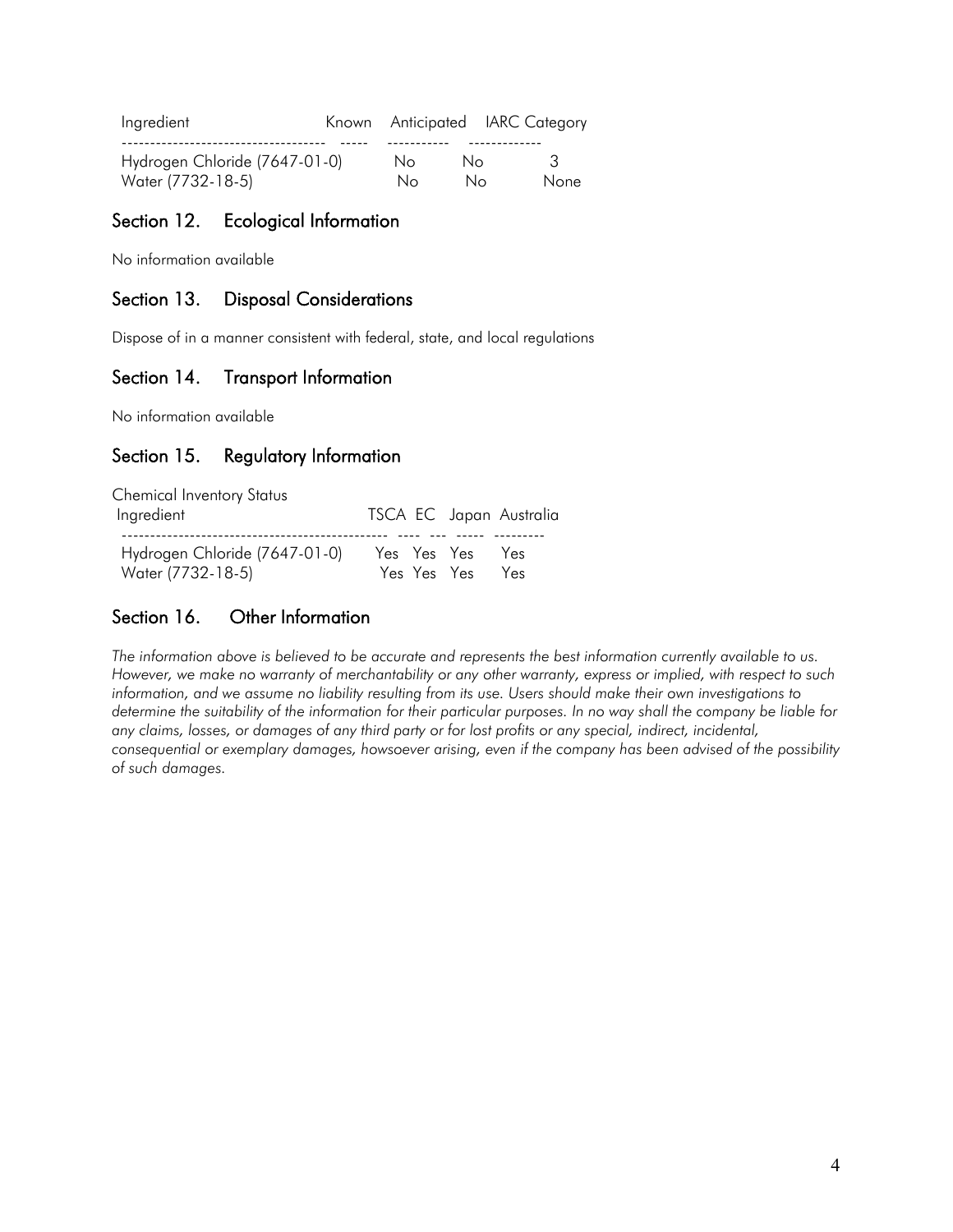| Ingredient | Known | Anticipated | IARC Category |
|---|---|---|---|
| Hydrogen Chloride (7647-01-0) | No | No | 3 |
| Water (7732-18-5) | No | No | None |

## Section 12. Ecological Information

No information available

## Section 13. Disposal Considerations

Dispose of in a manner consistent with federal, state, and local regulations

## Section 14. Transport Information

No information available

## Section 15. Regulatory Information

Chemical Inventory Status

| Ingredient | TSCA | EC | Japan | Australia |
|---|---|---|---|---|
| Hydrogen Chloride (7647-01-0) | Yes | Yes | Yes | Yes |
| Water (7732-18-5) | Yes | Yes | Yes | Yes |

## Section 16. Other Information

*The information above is believed to be accurate and represents the best information currently available to us. However, we make no warranty of merchantability or any other warranty, express or implied, with respect to such information, and we assume no liability resulting from its use. Users should make their own investigations to determine the suitability of the information for their particular purposes. In no way shall the company be liable for any claims, losses, or damages of any third party or for lost profits or any special, indirect, incidental, consequential or exemplary damages, howsoever arising, even if the company has been advised of the possibility of such damages.*